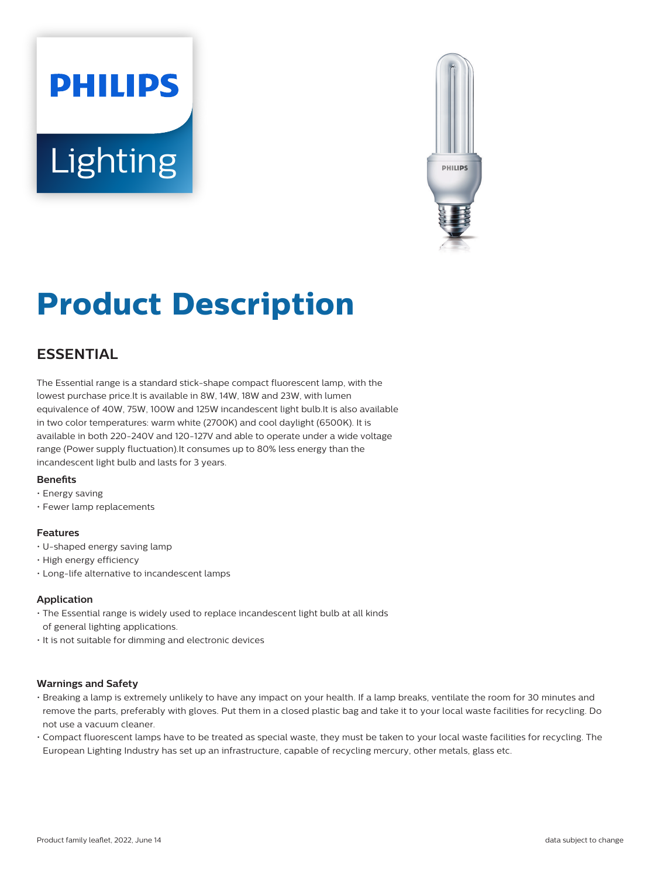PHILIPS

Lighting

# Product Description

## ESSENTIAL

The Essential range is a standard stick-shape compact fluorescent lamp, with the lowest purchase price.It is available in 8W, 14W, 18W and 23W, with lumen equivalence of 40W, 75W, 100W and 125W incandescent light bulb.It is also available in two color temperatures: warm white (2700K) and cool daylight (6500K). It is available in both 220-240V and 120-127V and able to operate under a wide voltage range (Power supply fluctuation).It consumes up to 80% less energy than the incandescent light bulb and lasts for 3 years.

### Benefits

- Energy saving
- Fewer lamp replacements

### Features

- U-shaped energy saving lamp
- High energy efficiency
- Long-life alternative to incandescent lamps

### Application

- The Essential range is widely used to replace incandescent light bulb at all kinds of general lighting applications.
- It is not suitable for dimming and electronic devices

### Warnings and Safety

- Breaking a lamp is extremely unlikely to have any impact on your health. If a lamp breaks, ventilate the room for 30 minutes and remove the parts, preferably with gloves. Put them in a closed plastic bag and take it to your local waste facilities for recycling. Do not use a vacuum cleaner.
- Compact fluorescent lamps have to be treated as special waste, they must be taken to your local waste facilities for recycling. The European Lighting Industry has set up an infrastructure, capable of recycling mercury, other metals, glass etc.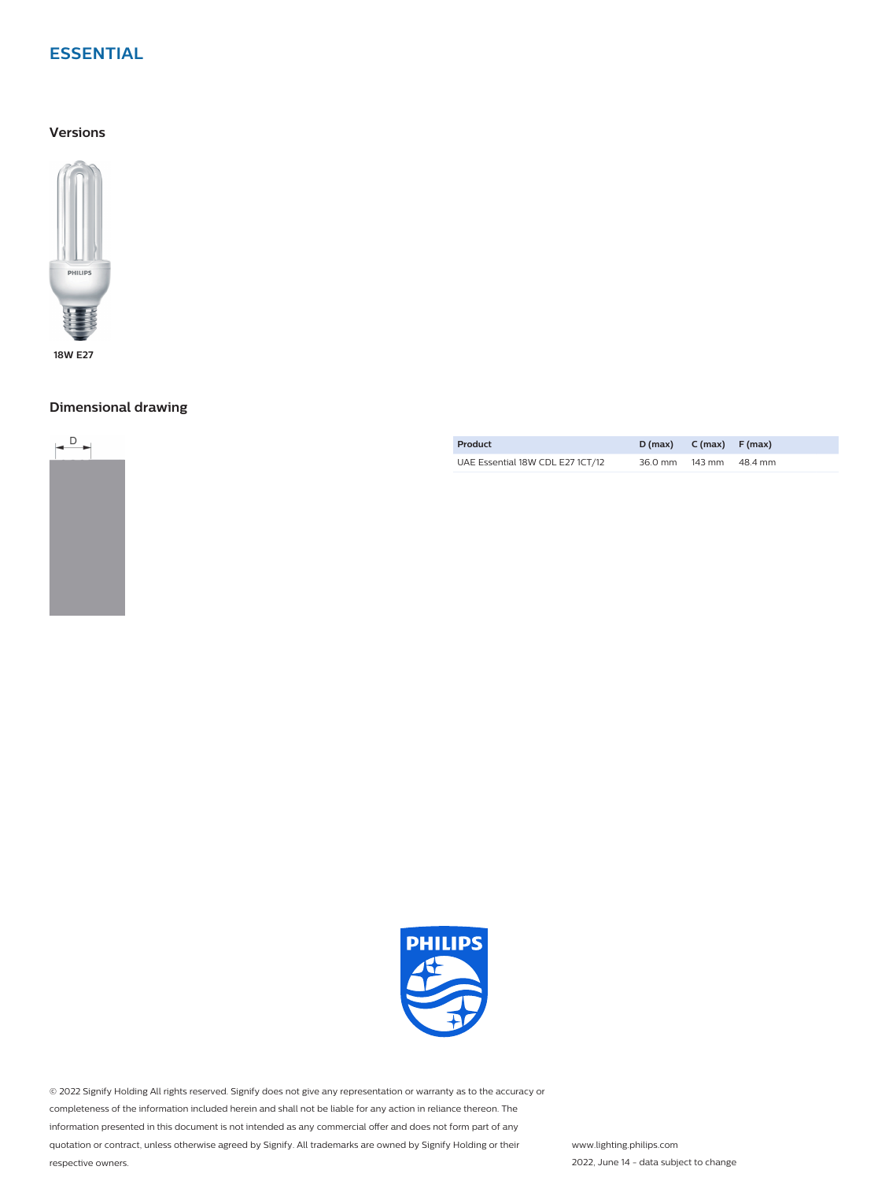## ESSENTIAL

### Versions

18W E27

### Dimensional drawing

D

| Product | D (max) | C (max) | F (max) |
|---|---|---|---|
| UAE Essential 18W CDL E27 1CT/12 | 36.0 mm | 143 mm | 48.4 mm |

© 2022 Signify Holding All rights reserved. Signify does not give any representation or warranty as to the accuracy or completeness of the information included herein and shall not be liable for any action in reliance thereon. The information presented in this document is not intended as any commercial offer and does not form part of any quotation or contract, unless otherwise agreed by Signify. All trademarks are owned by Signify Holding or their respective owners.

www.lighting.philips.com

2022, June 14 - data subject to change